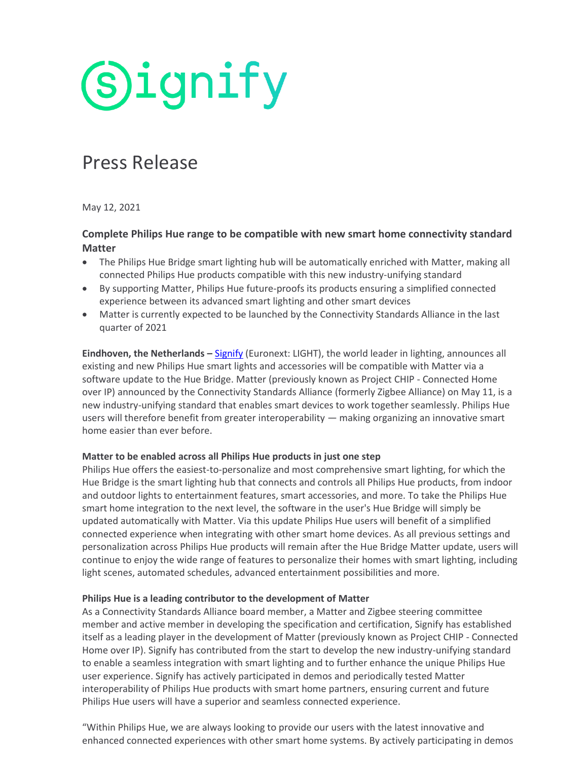Signify

# Press Release

May 12, 2021

### Complete Philips Hue range to be compatible with new smart home connectivity standard Matter

- The Philips Hue Bridge smart lighting hub will be automatically enriched with Matter, making all connected Philips Hue products compatible with this new industry-unifying standard
- By supporting Matter, Philips Hue future-proofs its products ensuring a simplified connected experience between its advanced smart lighting and other smart devices
- Matter is currently expected to be launched by the Connectivity Standards Alliance in the last quarter of 2021

**Eindhoven, the Netherlands –** Signify (Euronext: LIGHT), the world leader in lighting, announces all existing and new Philips Hue smart lights and accessories will be compatible with Matter via a software update to the Hue Bridge. Matter (previously known as Project CHIP - Connected Home over IP) announced by the Connectivity Standards Alliance (formerly Zigbee Alliance) on May 11, is a new industry-unifying standard that enables smart devices to work together seamlessly. Philips Hue users will therefore benefit from greater interoperability — making organizing an innovative smart home easier than ever before.

**Matter to be enabled across all Philips Hue products in just one step**

Philips Hue offers the easiest-to-personalize and most comprehensive smart lighting, for which the Hue Bridge is the smart lighting hub that connects and controls all Philips Hue products, from indoor and outdoor lights to entertainment features, smart accessories, and more. To take the Philips Hue smart home integration to the next level, the software in the user's Hue Bridge will simply be updated automatically with Matter. Via this update Philips Hue users will benefit of a simplified connected experience when integrating with other smart home devices. As all previous settings and personalization across Philips Hue products will remain after the Hue Bridge Matter update, users will continue to enjoy the wide range of features to personalize their homes with smart lighting, including light scenes, automated schedules, advanced entertainment possibilities and more.

**Philips Hue is a leading contributor to the development of Matter**

As a Connectivity Standards Alliance board member, a Matter and Zigbee steering committee member and active member in developing the specification and certification, Signify has established itself as a leading player in the development of Matter (previously known as Project CHIP - Connected Home over IP). Signify has contributed from the start to develop the new industry-unifying standard to enable a seamless integration with smart lighting and to further enhance the unique Philips Hue user experience. Signify has actively participated in demos and periodically tested Matter interoperability of Philips Hue products with smart home partners, ensuring current and future Philips Hue users will have a superior and seamless connected experience.

"Within Philips Hue, we are always looking to provide our users with the latest innovative and enhanced connected experiences with other smart home systems. By actively participating in demos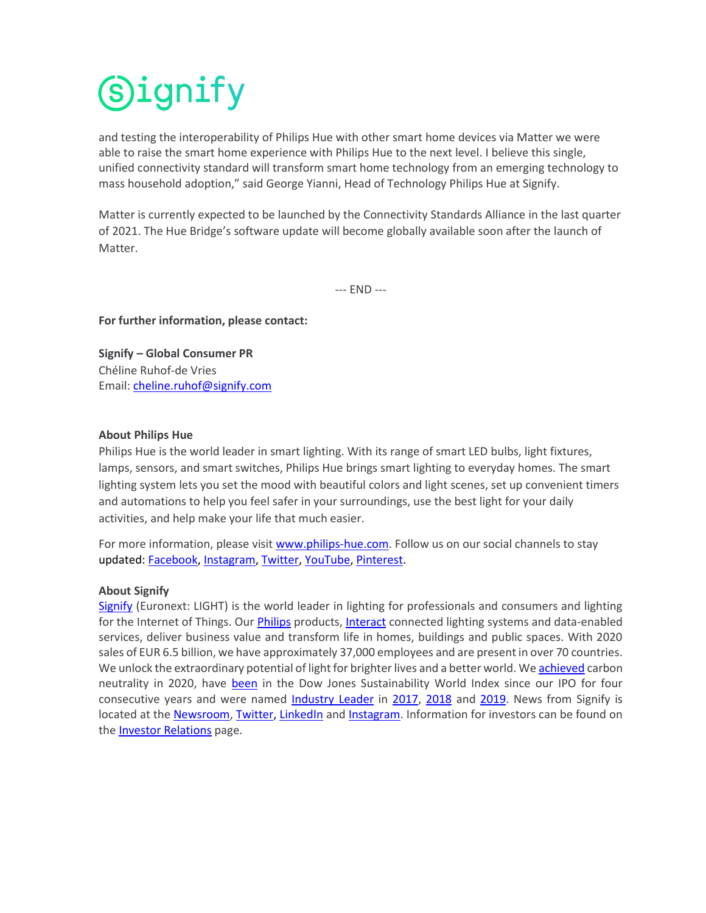and testing the interoperability of Philips Hue with other smart home devices via Matter we were able to raise the smart home experience with Philips Hue to the next level. I believe this single, unified connectivity standard will transform smart home technology from an emerging technology to mass household adoption," said George Yianni, Head of Technology Philips Hue at Signify.

Matter is currently expected to be launched by the Connectivity Standards Alliance in the last quarter of 2021. The Hue Bridge's software update will become globally available soon after the launch of Matter.

--- END ---

**For further information, please contact:**

**Signify – Global Consumer PR**
Chéline Ruhof-de Vries
Email: cheline.ruhof@signify.com

**About Philips Hue**

Philips Hue is the world leader in smart lighting. With its range of smart LED bulbs, light fixtures, lamps, sensors, and smart switches, Philips Hue brings smart lighting to everyday homes. The smart lighting system lets you set the mood with beautiful colors and light scenes, set up convenient timers and automations to help you feel safer in your surroundings, use the best light for your daily activities, and help make your life that much easier.

For more information, please visit www.philips-hue.com. Follow us on our social channels to stay updated: Facebook, Instagram, Twitter, YouTube, Pinterest.

**About Signify**

Signify (Euronext: LIGHT) is the world leader in lighting for professionals and consumers and lighting for the Internet of Things. Our Philips products, Interact connected lighting systems and data-enabled services, deliver business value and transform life in homes, buildings and public spaces. With 2020 sales of EUR 6.5 billion, we have approximately 37,000 employees and are present in over 70 countries. We unlock the extraordinary potential of light for brighter lives and a better world. We achieved carbon neutrality in 2020, have been in the Dow Jones Sustainability World Index since our IPO for four consecutive years and were named Industry Leader in 2017, 2018 and 2019. News from Signify is located at the Newsroom, Twitter, LinkedIn and Instagram. Information for investors can be found on the Investor Relations page.